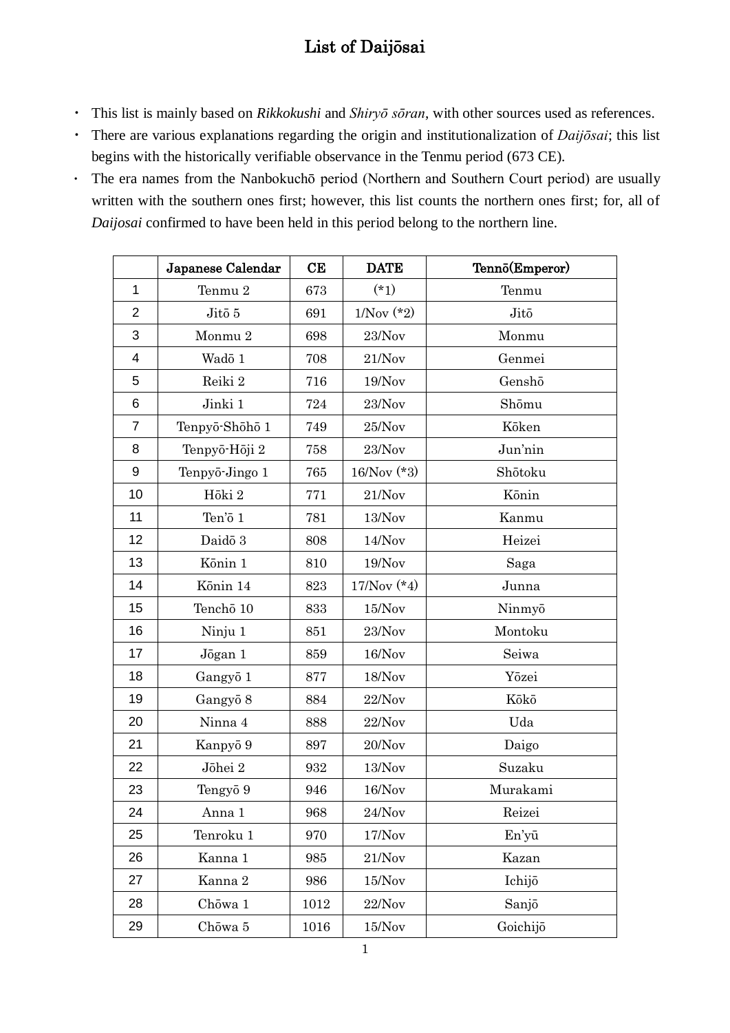# List of Daijōsai

- This list is mainly based on *Rikkokushi* and *Shiryō sōran*, with other sources used as references.
- There are various explanations regarding the origin and institutionalization of *Daijōsai*; this list begins with the historically verifiable observance in the Tenmu period (673 CE).
- The era names from the Nanbokuchō period (Northern and Southern Court period) are usually written with the southern ones first; however, this list counts the northern ones first; for, all of *Daijosai* confirmed to have been held in this period belong to the northern line.

| | Japanese Calendar | CE | DATE | Tennō(Emperor) |
|---|---|---|---|---|
| 1 | Tenmu 2 | 673 | (*1) | Tenmu |
| 2 | Jitō 5 | 691 | 1/Nov (*2) | Jitō |
| 3 | Monmu 2 | 698 | 23/Nov | Monmu |
| 4 | Wadō 1 | 708 | 21/Nov | Genmei |
| 5 | Reiki 2 | 716 | 19/Nov | Genshō |
| 6 | Jinki 1 | 724 | 23/Nov | Shōmu |
| 7 | Tenpyō-Shōhō 1 | 749 | 25/Nov | Kōken |
| 8 | Tenpyō-Hōji 2 | 758 | 23/Nov | Jun'nin |
| 9 | Tenpyō-Jingo 1 | 765 | 16/Nov (*3) | Shōtoku |
| 10 | Hōki 2 | 771 | 21/Nov | Kōnin |
| 11 | Ten'ō 1 | 781 | 13/Nov | Kanmu |
| 12 | Daidō 3 | 808 | 14/Nov | Heizei |
| 13 | Kōnin 1 | 810 | 19/Nov | Saga |
| 14 | Kōnin 14 | 823 | 17/Nov (*4) | Junna |
| 15 | Tenchō 10 | 833 | 15/Nov | Ninmyō |
| 16 | Ninju 1 | 851 | 23/Nov | Montoku |
| 17 | Jōgan 1 | 859 | 16/Nov | Seiwa |
| 18 | Gangyō 1 | 877 | 18/Nov | Yōzei |
| 19 | Gangyō 8 | 884 | 22/Nov | Kōkō |
| 20 | Ninna 4 | 888 | 22/Nov | Uda |
| 21 | Kanpyō 9 | 897 | 20/Nov | Daigo |
| 22 | Jōhei 2 | 932 | 13/Nov | Suzaku |
| 23 | Tengyō 9 | 946 | 16/Nov | Murakami |
| 24 | Anna 1 | 968 | 24/Nov | Reizei |
| 25 | Tenroku 1 | 970 | 17/Nov | En'yū |
| 26 | Kanna 1 | 985 | 21/Nov | Kazan |
| 27 | Kanna 2 | 986 | 15/Nov | Ichijō |
| 28 | Chōwa 1 | 1012 | 22/Nov | Sanjō |
| 29 | Chōwa 5 | 1016 | 15/Nov | Goichijō |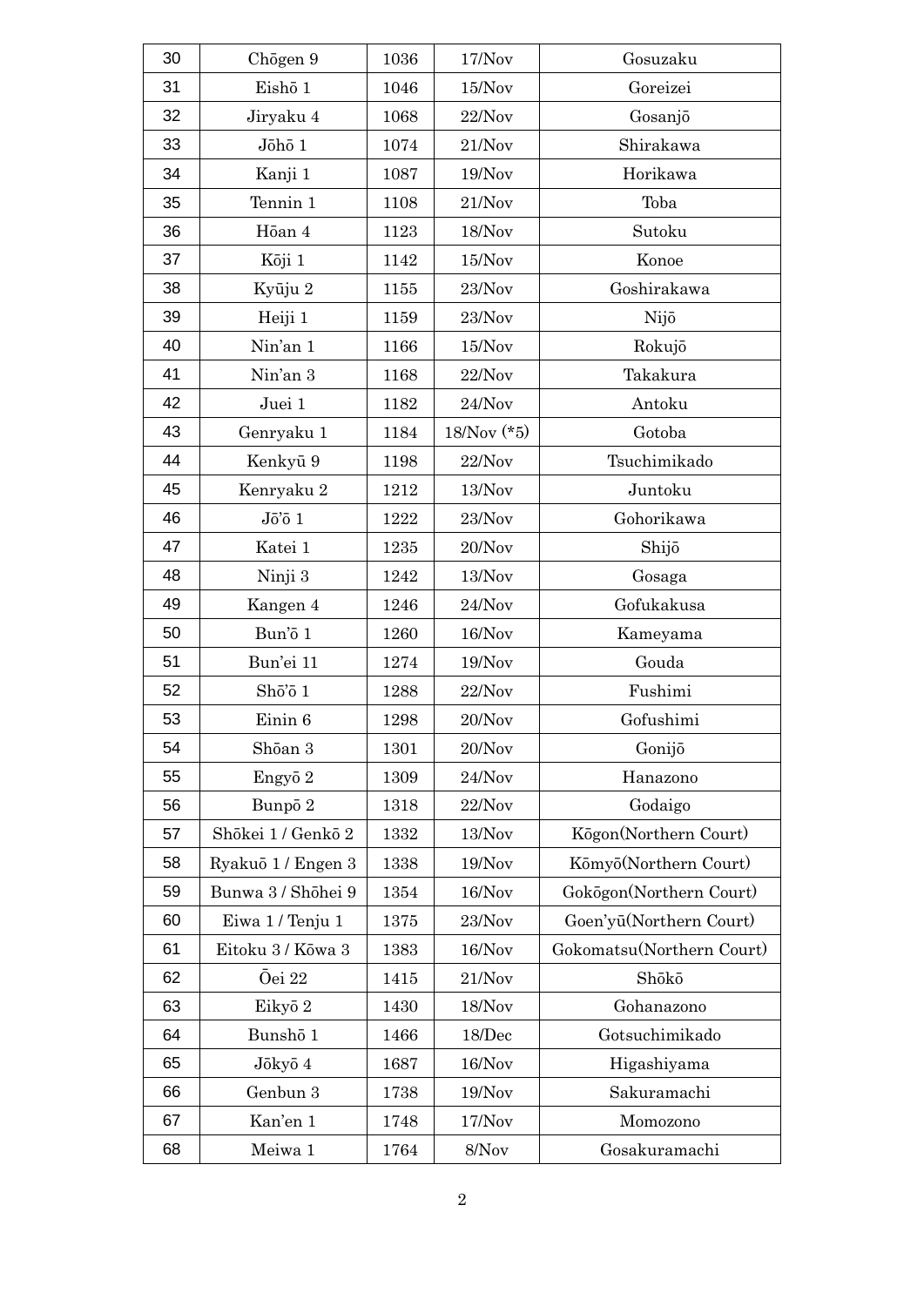| 30 | Chōgen 9 | 1036 | 17/Nov | Gosuzaku |
|---|---|---|---|---|
| 31 | Eishō 1 | 1046 | 15/Nov | Goreizei |
| 32 | Jiryaku 4 | 1068 | 22/Nov | Gosanjō |
| 33 | Jōhō 1 | 1074 | 21/Nov | Shirakawa |
| 34 | Kanji 1 | 1087 | 19/Nov | Horikawa |
| 35 | Tennin 1 | 1108 | 21/Nov | Toba |
| 36 | Hōan 4 | 1123 | 18/Nov | Sutoku |
| 37 | Kōji 1 | 1142 | 15/Nov | Konoe |
| 38 | Kyūju 2 | 1155 | 23/Nov | Goshirakawa |
| 39 | Heiji 1 | 1159 | 23/Nov | Nijō |
| 40 | Nin'an 1 | 1166 | 15/Nov | Rokujō |
| 41 | Nin'an 3 | 1168 | 22/Nov | Takakura |
| 42 | Juei 1 | 1182 | 24/Nov | Antoku |
| 43 | Genryaku 1 | 1184 | 18/Nov (*5) | Gotoba |
| 44 | Kenkyū 9 | 1198 | 22/Nov | Tsuchimikado |
| 45 | Kenryaku 2 | 1212 | 13/Nov | Juntoku |
| 46 | Jō'ō 1 | 1222 | 23/Nov | Gohorikawa |
| 47 | Katei 1 | 1235 | 20/Nov | Shijō |
| 48 | Ninji 3 | 1242 | 13/Nov | Gosaga |
| 49 | Kangen 4 | 1246 | 24/Nov | Gofukakusa |
| 50 | Bun'ō 1 | 1260 | 16/Nov | Kameyama |
| 51 | Bun'ei 11 | 1274 | 19/Nov | Gouda |
| 52 | Shō'ō 1 | 1288 | 22/Nov | Fushimi |
| 53 | Einin 6 | 1298 | 20/Nov | Gofushimi |
| 54 | Shōan 3 | 1301 | 20/Nov | Gonijō |
| 55 | Engyō 2 | 1309 | 24/Nov | Hanazono |
| 56 | Bunpō 2 | 1318 | 22/Nov | Godaigo |
| 57 | Shōkei 1 / Genkō 2 | 1332 | 13/Nov | Kōgon(Northern Court) |
| 58 | Ryakuō 1 / Engen 3 | 1338 | 19/Nov | Kōmyō(Northern Court) |
| 59 | Bunwa 3 / Shōhei 9 | 1354 | 16/Nov | Gokōgon(Northern Court) |
| 60 | Eiwa 1 / Tenju 1 | 1375 | 23/Nov | Goen'yū(Northern Court) |
| 61 | Eitoku 3 / Kōwa 3 | 1383 | 16/Nov | Gokomatsu(Northern Court) |
| 62 | Ōei 22 | 1415 | 21/Nov | Shōkō |
| 63 | Eikyō 2 | 1430 | 18/Nov | Gohanazono |
| 64 | Bunshō 1 | 1466 | 18/Dec | Gotsuchimikado |
| 65 | Jōkyō 4 | 1687 | 16/Nov | Higashiyama |
| 66 | Genbun 3 | 1738 | 19/Nov | Sakuramachi |
| 67 | Kan'en 1 | 1748 | 17/Nov | Momozono |
| 68 | Meiwa 1 | 1764 | 8/Nov | Gosakuramachi |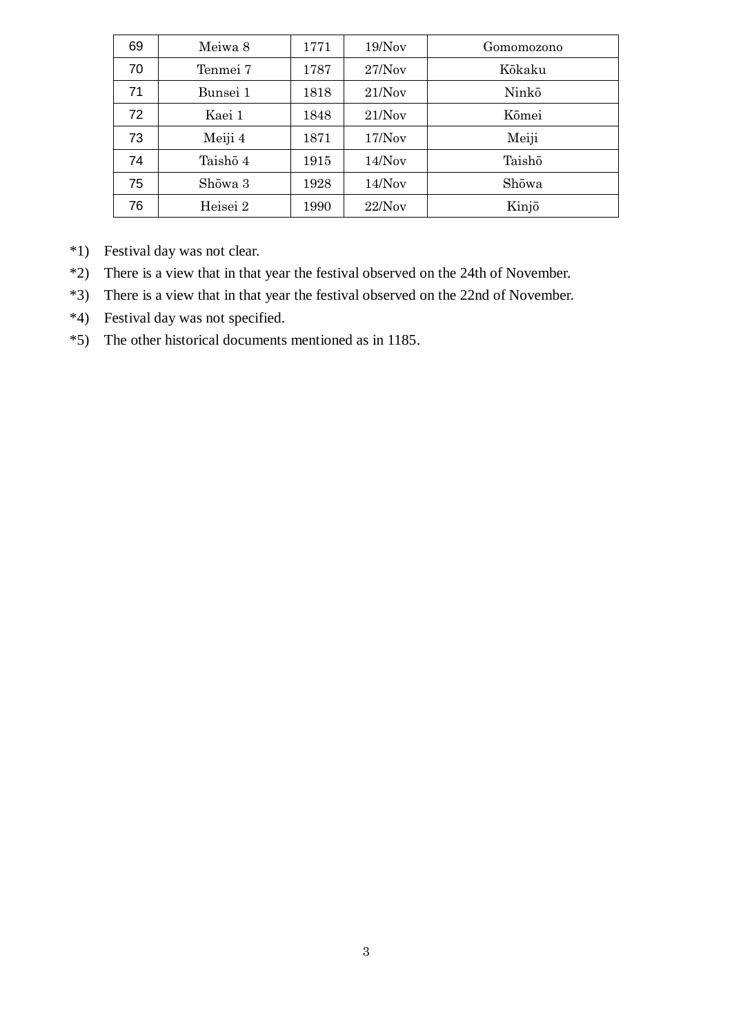| | | | | |
|---|---|---|---|---|
| 69 | Meiwa 8 | 1771 | 19/Nov | Gomomozono |
| 70 | Tenmei 7 | 1787 | 27/Nov | Kōkaku |
| 71 | Bunsei 1 | 1818 | 21/Nov | Ninkō |
| 72 | Kaei 1 | 1848 | 21/Nov | Kōmei |
| 73 | Meiji 4 | 1871 | 17/Nov | Meiji |
| 74 | Taishō 4 | 1915 | 14/Nov | Taishō |
| 75 | Shōwa 3 | 1928 | 14/Nov | Shōwa |
| 76 | Heisei 2 | 1990 | 22/Nov | Kinjō |

*1) Festival day was not clear.

*2) There is a view that in that year the festival observed on the 24th of November.

*3) There is a view that in that year the festival observed on the 22nd of November.

*4) Festival day was not specified.

*5) The other historical documents mentioned as in 1185.